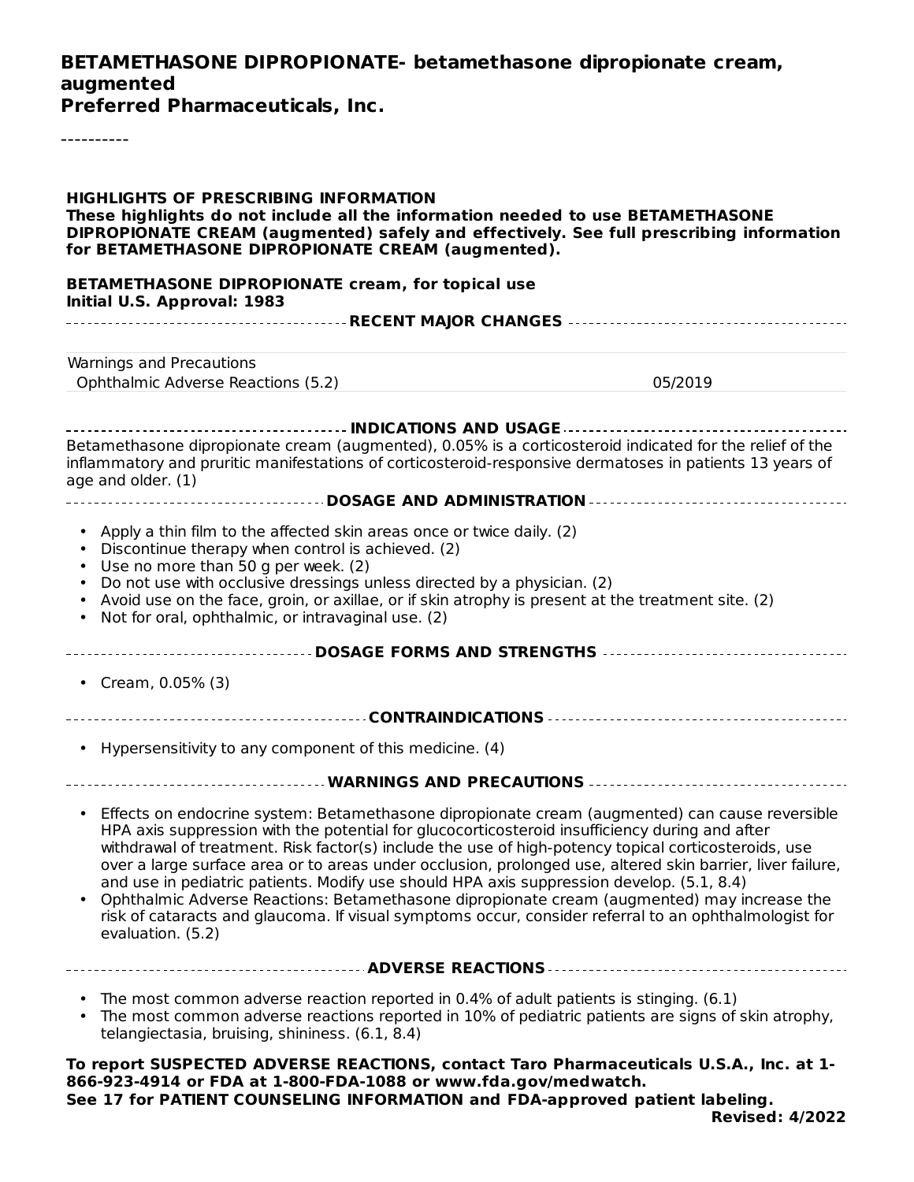**BETAMETHASONE DIPROPIONATE- betamethasone dipropionate cream, augmented**
**Preferred Pharmaceuticals, Inc.**

----------

**HIGHLIGHTS OF PRESCRIBING INFORMATION**
**These highlights do not include all the information needed to use BETAMETHASONE DIPROPIONATE CREAM (augmented) safely and effectively. See full prescribing information for BETAMETHASONE DIPROPIONATE CREAM (augmented).**

**BETAMETHASONE DIPROPIONATE cream, for topical use**
**Initial U.S. Approval: 1983**

**RECENT MAJOR CHANGES**

| | |
|---|---|
| Warnings and Precautions | |
| Ophthalmic Adverse Reactions (5.2) | 05/2019 |

**INDICATIONS AND USAGE**

Betamethasone dipropionate cream (augmented), 0.05% is a corticosteroid indicated for the relief of the inflammatory and pruritic manifestations of corticosteroid-responsive dermatoses in patients 13 years of age and older. (1)

**DOSAGE AND ADMINISTRATION**

- Apply a thin film to the affected skin areas once or twice daily. (2)
- Discontinue therapy when control is achieved. (2)
- Use no more than 50 g per week. (2)
- Do not use with occlusive dressings unless directed by a physician. (2)
- Avoid use on the face, groin, or axillae, or if skin atrophy is present at the treatment site. (2)
- Not for oral, ophthalmic, or intravaginal use. (2)

**DOSAGE FORMS AND STRENGTHS**

- Cream, 0.05% (3)

**CONTRAINDICATIONS**

- Hypersensitivity to any component of this medicine. (4)

**WARNINGS AND PRECAUTIONS**

- Effects on endocrine system: Betamethasone dipropionate cream (augmented) can cause reversible HPA axis suppression with the potential for glucocorticosteroid insufficiency during and after withdrawal of treatment. Risk factor(s) include the use of high-potency topical corticosteroids, use over a large surface area or to areas under occlusion, prolonged use, altered skin barrier, liver failure, and use in pediatric patients. Modify use should HPA axis suppression develop. (5.1, 8.4)
- Ophthalmic Adverse Reactions: Betamethasone dipropionate cream (augmented) may increase the risk of cataracts and glaucoma. If visual symptoms occur, consider referral to an ophthalmologist for evaluation. (5.2)

**ADVERSE REACTIONS**

- The most common adverse reaction reported in 0.4% of adult patients is stinging. (6.1)
- The most common adverse reactions reported in 10% of pediatric patients are signs of skin atrophy, telangiectasia, bruising, shininess. (6.1, 8.4)

**To report SUSPECTED ADVERSE REACTIONS, contact Taro Pharmaceuticals U.S.A., Inc. at 1-866-923-4914 or FDA at 1-800-FDA-1088 or www.fda.gov/medwatch.**
**See 17 for PATIENT COUNSELING INFORMATION and FDA-approved patient labeling.**

**Revised: 4/2022**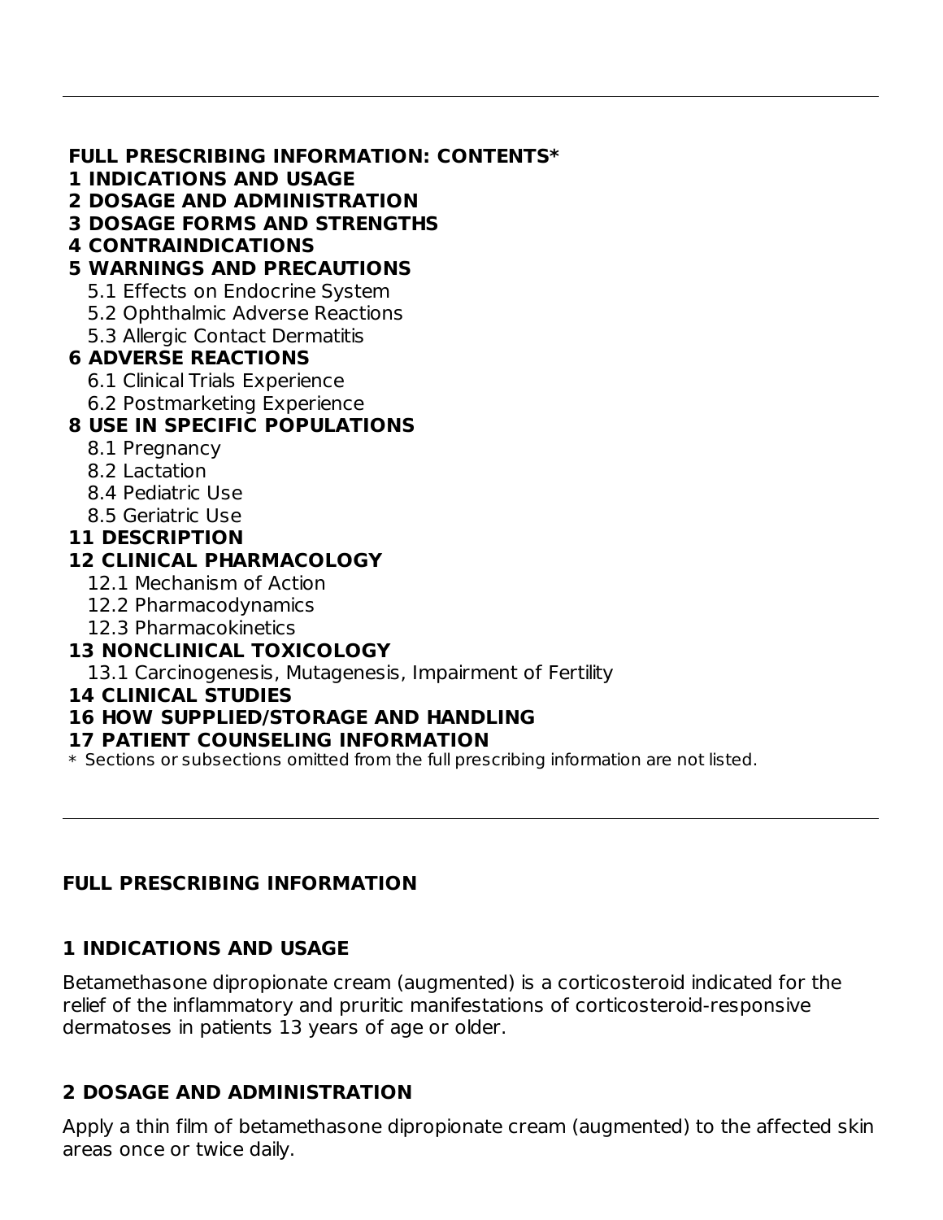**FULL PRESCRIBING INFORMATION: CONTENTS***

**1 INDICATIONS AND USAGE**

**2 DOSAGE AND ADMINISTRATION**

**3 DOSAGE FORMS AND STRENGTHS**

**4 CONTRAINDICATIONS**

**5 WARNINGS AND PRECAUTIONS**

- 5.1 Effects on Endocrine System
- 5.2 Ophthalmic Adverse Reactions
- 5.3 Allergic Contact Dermatitis

**6 ADVERSE REACTIONS**

- 6.1 Clinical Trials Experience
- 6.2 Postmarketing Experience

**8 USE IN SPECIFIC POPULATIONS**

- 8.1 Pregnancy
- 8.2 Lactation
- 8.4 Pediatric Use
- 8.5 Geriatric Use

**11 DESCRIPTION**

**12 CLINICAL PHARMACOLOGY**

- 12.1 Mechanism of Action
- 12.2 Pharmacodynamics
- 12.3 Pharmacokinetics

**13 NONCLINICAL TOXICOLOGY**

- 13.1 Carcinogenesis, Mutagenesis, Impairment of Fertility

**14 CLINICAL STUDIES**

**16 HOW SUPPLIED/STORAGE AND HANDLING**

**17 PATIENT COUNSELING INFORMATION**

* Sections or subsections omitted from the full prescribing information are not listed.

---

## FULL PRESCRIBING INFORMATION

## 1 INDICATIONS AND USAGE

Betamethasone dipropionate cream (augmented) is a corticosteroid indicated for the relief of the inflammatory and pruritic manifestations of corticosteroid-responsive dermatoses in patients 13 years of age or older.

## 2 DOSAGE AND ADMINISTRATION

Apply a thin film of betamethasone dipropionate cream (augmented) to the affected skin areas once or twice daily.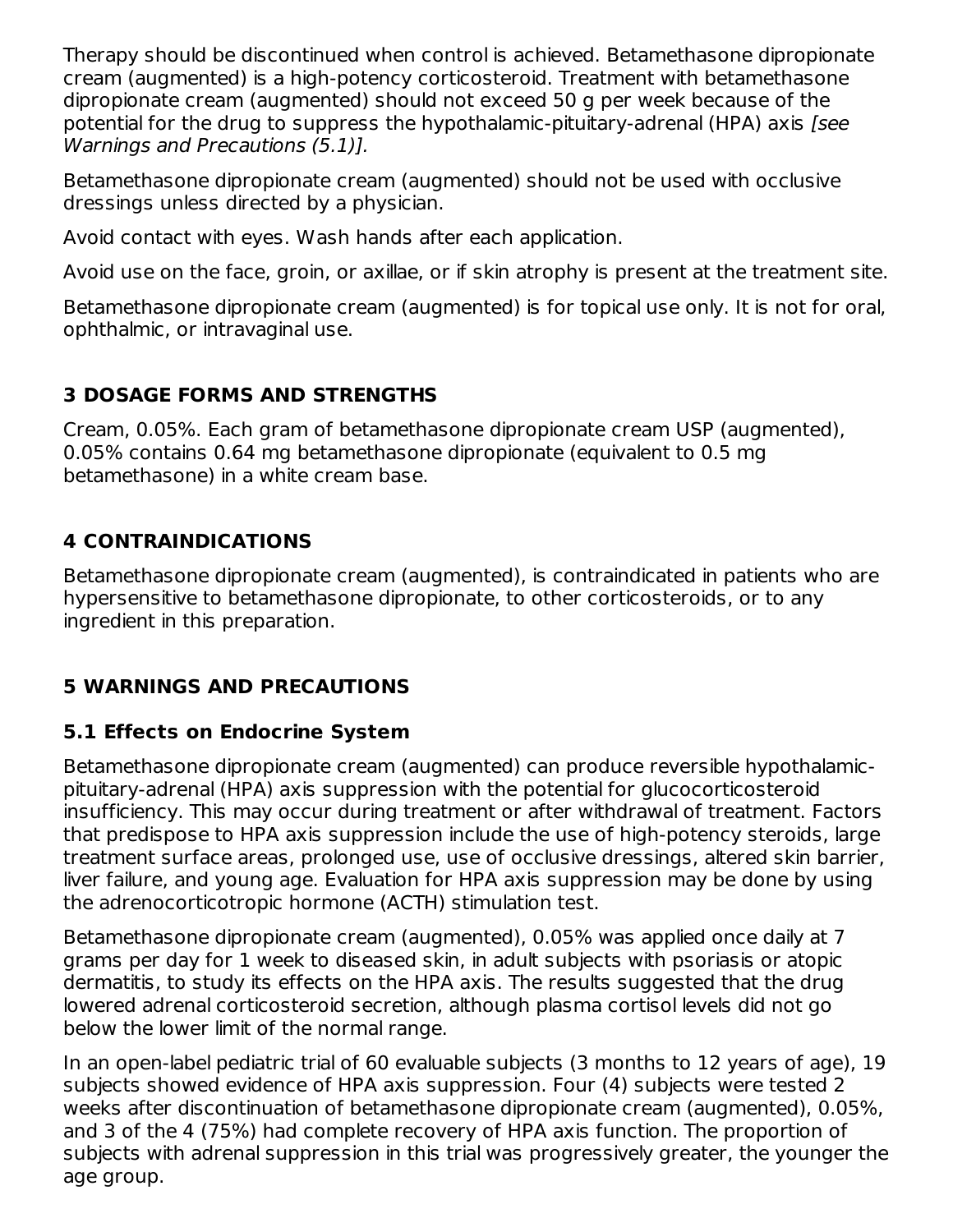Therapy should be discontinued when control is achieved. Betamethasone dipropionate cream (augmented) is a high-potency corticosteroid. Treatment with betamethasone dipropionate cream (augmented) should not exceed 50 g per week because of the potential for the drug to suppress the hypothalamic-pituitary-adrenal (HPA) axis *[see Warnings and Precautions (5.1)].*

Betamethasone dipropionate cream (augmented) should not be used with occlusive dressings unless directed by a physician.

Avoid contact with eyes. Wash hands after each application.

Avoid use on the face, groin, or axillae, or if skin atrophy is present at the treatment site.

Betamethasone dipropionate cream (augmented) is for topical use only. It is not for oral, ophthalmic, or intravaginal use.

## 3 DOSAGE FORMS AND STRENGTHS

Cream, 0.05%. Each gram of betamethasone dipropionate cream USP (augmented), 0.05% contains 0.64 mg betamethasone dipropionate (equivalent to 0.5 mg betamethasone) in a white cream base.

## 4 CONTRAINDICATIONS

Betamethasone dipropionate cream (augmented), is contraindicated in patients who are hypersensitive to betamethasone dipropionate, to other corticosteroids, or to any ingredient in this preparation.

## 5 WARNINGS AND PRECAUTIONS

### 5.1 Effects on Endocrine System

Betamethasone dipropionate cream (augmented) can produce reversible hypothalamic-pituitary-adrenal (HPA) axis suppression with the potential for glucocorticosteroid insufficiency. This may occur during treatment or after withdrawal of treatment. Factors that predispose to HPA axis suppression include the use of high-potency steroids, large treatment surface areas, prolonged use, use of occlusive dressings, altered skin barrier, liver failure, and young age. Evaluation for HPA axis suppression may be done by using the adrenocorticotropic hormone (ACTH) stimulation test.

Betamethasone dipropionate cream (augmented), 0.05% was applied once daily at 7 grams per day for 1 week to diseased skin, in adult subjects with psoriasis or atopic dermatitis, to study its effects on the HPA axis. The results suggested that the drug lowered adrenal corticosteroid secretion, although plasma cortisol levels did not go below the lower limit of the normal range.

In an open-label pediatric trial of 60 evaluable subjects (3 months to 12 years of age), 19 subjects showed evidence of HPA axis suppression. Four (4) subjects were tested 2 weeks after discontinuation of betamethasone dipropionate cream (augmented), 0.05%, and 3 of the 4 (75%) had complete recovery of HPA axis function. The proportion of subjects with adrenal suppression in this trial was progressively greater, the younger the age group.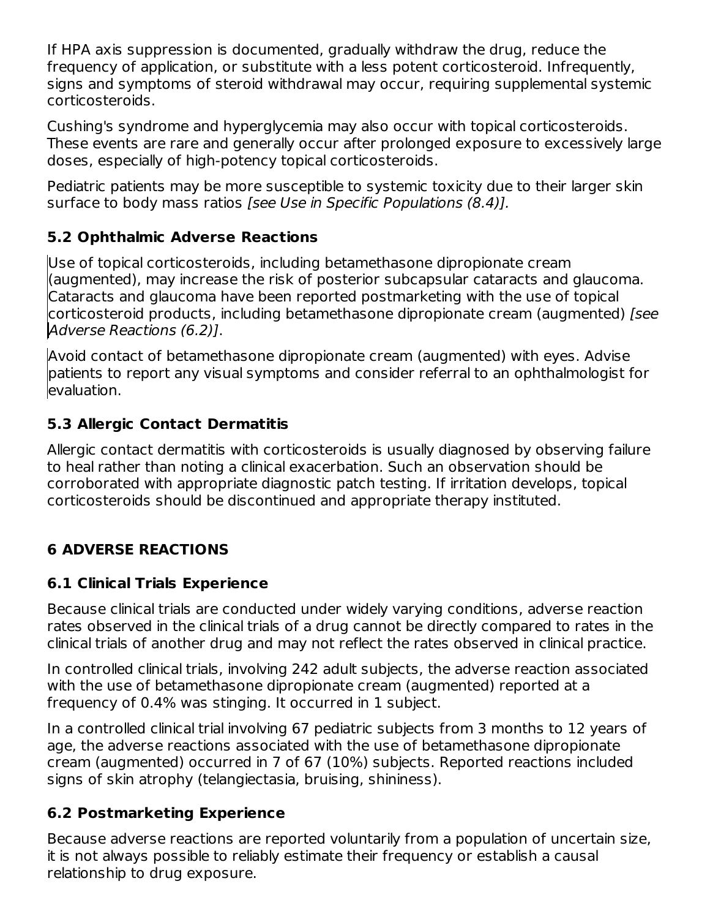If HPA axis suppression is documented, gradually withdraw the drug, reduce the frequency of application, or substitute with a less potent corticosteroid. Infrequently, signs and symptoms of steroid withdrawal may occur, requiring supplemental systemic corticosteroids.

Cushing's syndrome and hyperglycemia may also occur with topical corticosteroids. These events are rare and generally occur after prolonged exposure to excessively large doses, especially of high-potency topical corticosteroids.

Pediatric patients may be more susceptible to systemic toxicity due to their larger skin surface to body mass ratios *[see Use in Specific Populations (8.4)]*.

### 5.2 Ophthalmic Adverse Reactions

Use of topical corticosteroids, including betamethasone dipropionate cream (augmented), may increase the risk of posterior subcapsular cataracts and glaucoma. Cataracts and glaucoma have been reported postmarketing with the use of topical corticosteroid products, including betamethasone dipropionate cream (augmented) *[see Adverse Reactions (6.2)]*.

Avoid contact of betamethasone dipropionate cream (augmented) with eyes. Advise patients to report any visual symptoms and consider referral to an ophthalmologist for evaluation.

### 5.3 Allergic Contact Dermatitis

Allergic contact dermatitis with corticosteroids is usually diagnosed by observing failure to heal rather than noting a clinical exacerbation. Such an observation should be corroborated with appropriate diagnostic patch testing. If irritation develops, topical corticosteroids should be discontinued and appropriate therapy instituted.

## 6 ADVERSE REACTIONS

### 6.1 Clinical Trials Experience

Because clinical trials are conducted under widely varying conditions, adverse reaction rates observed in the clinical trials of a drug cannot be directly compared to rates in the clinical trials of another drug and may not reflect the rates observed in clinical practice.

In controlled clinical trials, involving 242 adult subjects, the adverse reaction associated with the use of betamethasone dipropionate cream (augmented) reported at a frequency of 0.4% was stinging. It occurred in 1 subject.

In a controlled clinical trial involving 67 pediatric subjects from 3 months to 12 years of age, the adverse reactions associated with the use of betamethasone dipropionate cream (augmented) occurred in 7 of 67 (10%) subjects. Reported reactions included signs of skin atrophy (telangiectasia, bruising, shininess).

### 6.2 Postmarketing Experience

Because adverse reactions are reported voluntarily from a population of uncertain size, it is not always possible to reliably estimate their frequency or establish a causal relationship to drug exposure.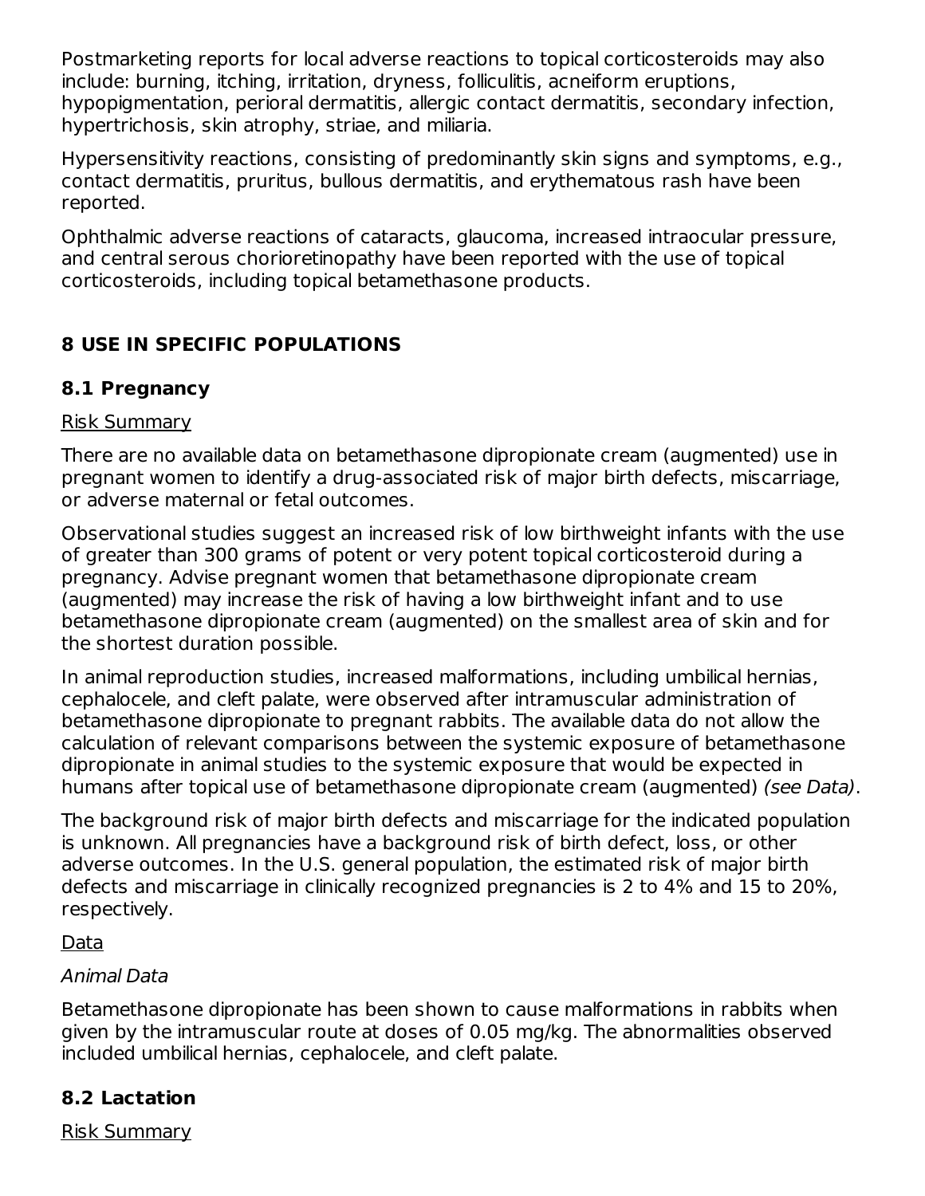Postmarketing reports for local adverse reactions to topical corticosteroids may also include: burning, itching, irritation, dryness, folliculitis, acneiform eruptions, hypopigmentation, perioral dermatitis, allergic contact dermatitis, secondary infection, hypertrichosis, skin atrophy, striae, and miliaria.

Hypersensitivity reactions, consisting of predominantly skin signs and symptoms, e.g., contact dermatitis, pruritus, bullous dermatitis, and erythematous rash have been reported.

Ophthalmic adverse reactions of cataracts, glaucoma, increased intraocular pressure, and central serous chorioretinopathy have been reported with the use of topical corticosteroids, including topical betamethasone products.

## 8 USE IN SPECIFIC POPULATIONS

### 8.1 Pregnancy

Risk Summary

There are no available data on betamethasone dipropionate cream (augmented) use in pregnant women to identify a drug-associated risk of major birth defects, miscarriage, or adverse maternal or fetal outcomes.

Observational studies suggest an increased risk of low birthweight infants with the use of greater than 300 grams of potent or very potent topical corticosteroid during a pregnancy. Advise pregnant women that betamethasone dipropionate cream (augmented) may increase the risk of having a low birthweight infant and to use betamethasone dipropionate cream (augmented) on the smallest area of skin and for the shortest duration possible.

In animal reproduction studies, increased malformations, including umbilical hernias, cephalocele, and cleft palate, were observed after intramuscular administration of betamethasone dipropionate to pregnant rabbits. The available data do not allow the calculation of relevant comparisons between the systemic exposure of betamethasone dipropionate in animal studies to the systemic exposure that would be expected in humans after topical use of betamethasone dipropionate cream (augmented) *(see Data)*.

The background risk of major birth defects and miscarriage for the indicated population is unknown. All pregnancies have a background risk of birth defect, loss, or other adverse outcomes. In the U.S. general population, the estimated risk of major birth defects and miscarriage in clinically recognized pregnancies is 2 to 4% and 15 to 20%, respectively.

Data

*Animal Data*

Betamethasone dipropionate has been shown to cause malformations in rabbits when given by the intramuscular route at doses of 0.05 mg/kg. The abnormalities observed included umbilical hernias, cephalocele, and cleft palate.

### 8.2 Lactation

Risk Summary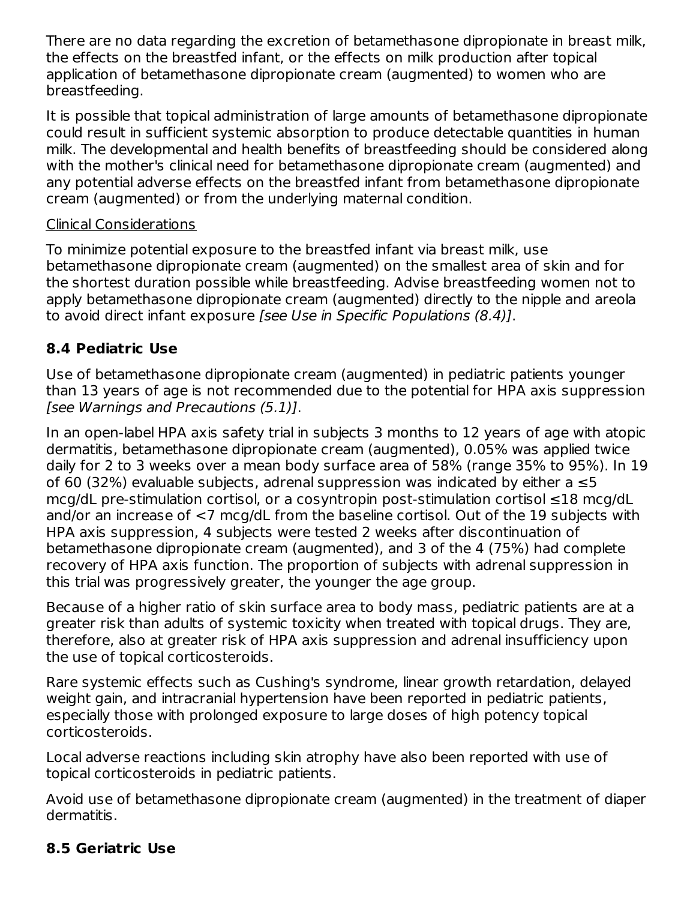There are no data regarding the excretion of betamethasone dipropionate in breast milk, the effects on the breastfed infant, or the effects on milk production after topical application of betamethasone dipropionate cream (augmented) to women who are breastfeeding.

It is possible that topical administration of large amounts of betamethasone dipropionate could result in sufficient systemic absorption to produce detectable quantities in human milk. The developmental and health benefits of breastfeeding should be considered along with the mother's clinical need for betamethasone dipropionate cream (augmented) and any potential adverse effects on the breastfed infant from betamethasone dipropionate cream (augmented) or from the underlying maternal condition.

Clinical Considerations

To minimize potential exposure to the breastfed infant via breast milk, use betamethasone dipropionate cream (augmented) on the smallest area of skin and for the shortest duration possible while breastfeeding. Advise breastfeeding women not to apply betamethasone dipropionate cream (augmented) directly to the nipple and areola to avoid direct infant exposure *[see Use in Specific Populations (8.4)]*.

### 8.4 Pediatric Use

Use of betamethasone dipropionate cream (augmented) in pediatric patients younger than 13 years of age is not recommended due to the potential for HPA axis suppression *[see Warnings and Precautions (5.1)]*.

In an open-label HPA axis safety trial in subjects 3 months to 12 years of age with atopic dermatitis, betamethasone dipropionate cream (augmented), 0.05% was applied twice daily for 2 to 3 weeks over a mean body surface area of 58% (range 35% to 95%). In 19 of 60 (32%) evaluable subjects, adrenal suppression was indicated by either a ≤5 mcg/dL pre-stimulation cortisol, or a cosyntropin post-stimulation cortisol ≤18 mcg/dL and/or an increase of <7 mcg/dL from the baseline cortisol. Out of the 19 subjects with HPA axis suppression, 4 subjects were tested 2 weeks after discontinuation of betamethasone dipropionate cream (augmented), and 3 of the 4 (75%) had complete recovery of HPA axis function. The proportion of subjects with adrenal suppression in this trial was progressively greater, the younger the age group.

Because of a higher ratio of skin surface area to body mass, pediatric patients are at a greater risk than adults of systemic toxicity when treated with topical drugs. They are, therefore, also at greater risk of HPA axis suppression and adrenal insufficiency upon the use of topical corticosteroids.

Rare systemic effects such as Cushing's syndrome, linear growth retardation, delayed weight gain, and intracranial hypertension have been reported in pediatric patients, especially those with prolonged exposure to large doses of high potency topical corticosteroids.

Local adverse reactions including skin atrophy have also been reported with use of topical corticosteroids in pediatric patients.

Avoid use of betamethasone dipropionate cream (augmented) in the treatment of diaper dermatitis.

### 8.5 Geriatric Use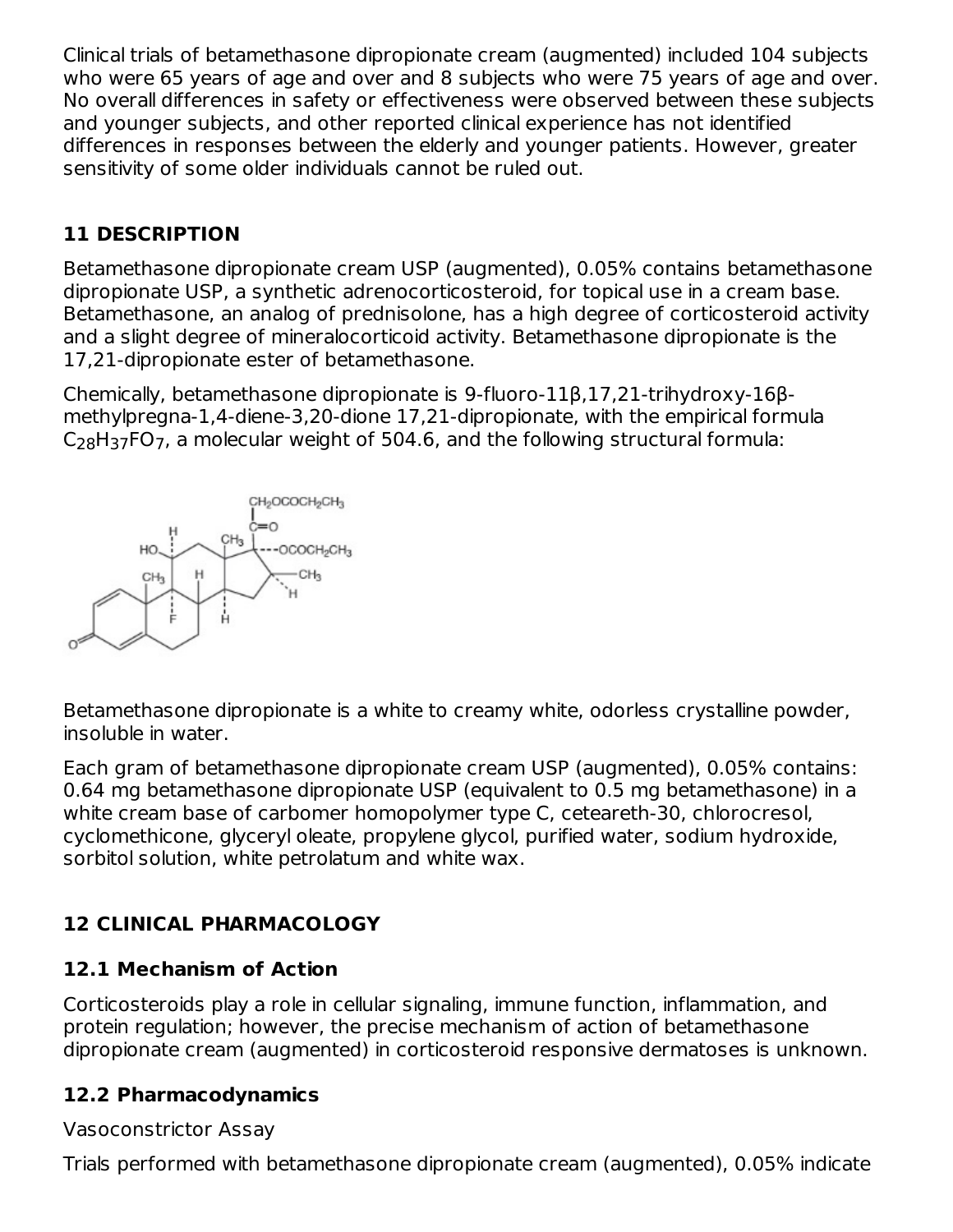Clinical trials of betamethasone dipropionate cream (augmented) included 104 subjects who were 65 years of age and over and 8 subjects who were 75 years of age and over. No overall differences in safety or effectiveness were observed between these subjects and younger subjects, and other reported clinical experience has not identified differences in responses between the elderly and younger patients. However, greater sensitivity of some older individuals cannot be ruled out.

## 11 DESCRIPTION

Betamethasone dipropionate cream USP (augmented), 0.05% contains betamethasone dipropionate USP, a synthetic adrenocorticosteroid, for topical use in a cream base. Betamethasone, an analog of prednisolone, has a high degree of corticosteroid activity and a slight degree of mineralocorticoid activity. Betamethasone dipropionate is the 17,21-dipropionate ester of betamethasone.

Chemically, betamethasone dipropionate is 9-fluoro-11β,17,21-trihydroxy-16β-methylpregna-1,4-diene-3,20-dione 17,21-dipropionate, with the empirical formula $C_{28}H_{37}FO_7$, a molecular weight of 504.6, and the following structural formula:

Betamethasone dipropionate is a white to creamy white, odorless crystalline powder, insoluble in water.

Each gram of betamethasone dipropionate cream USP (augmented), 0.05% contains: 0.64 mg betamethasone dipropionate USP (equivalent to 0.5 mg betamethasone) in a white cream base of carbomer homopolymer type C, ceteareth-30, chlorocresol, cyclomethicone, glyceryl oleate, propylene glycol, purified water, sodium hydroxide, sorbitol solution, white petrolatum and white wax.

## 12 CLINICAL PHARMACOLOGY

### 12.1 Mechanism of Action

Corticosteroids play a role in cellular signaling, immune function, inflammation, and protein regulation; however, the precise mechanism of action of betamethasone dipropionate cream (augmented) in corticosteroid responsive dermatoses is unknown.

### 12.2 Pharmacodynamics

Vasoconstrictor Assay

Trials performed with betamethasone dipropionate cream (augmented), 0.05% indicate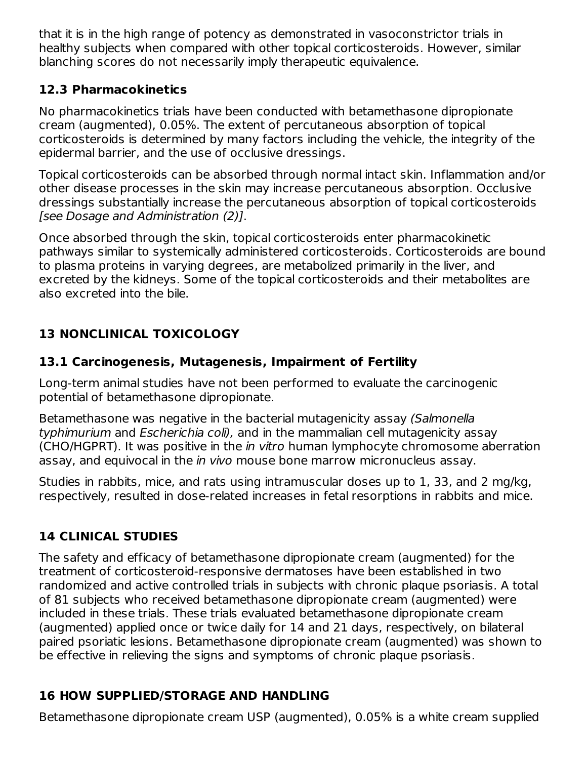that it is in the high range of potency as demonstrated in vasoconstrictor trials in healthy subjects when compared with other topical corticosteroids. However, similar blanching scores do not necessarily imply therapeutic equivalence.

### 12.3 Pharmacokinetics

No pharmacokinetics trials have been conducted with betamethasone dipropionate cream (augmented), 0.05%. The extent of percutaneous absorption of topical corticosteroids is determined by many factors including the vehicle, the integrity of the epidermal barrier, and the use of occlusive dressings.

Topical corticosteroids can be absorbed through normal intact skin. Inflammation and/or other disease processes in the skin may increase percutaneous absorption. Occlusive dressings substantially increase the percutaneous absorption of topical corticosteroids *[see Dosage and Administration (2)]*.

Once absorbed through the skin, topical corticosteroids enter pharmacokinetic pathways similar to systemically administered corticosteroids. Corticosteroids are bound to plasma proteins in varying degrees, are metabolized primarily in the liver, and excreted by the kidneys. Some of the topical corticosteroids and their metabolites are also excreted into the bile.

## 13 NONCLINICAL TOXICOLOGY

### 13.1 Carcinogenesis, Mutagenesis, Impairment of Fertility

Long-term animal studies have not been performed to evaluate the carcinogenic potential of betamethasone dipropionate.

Betamethasone was negative in the bacterial mutagenicity assay *(Salmonella typhimurium* and *Escherichia coli),* and in the mammalian cell mutagenicity assay (CHO/HGPRT). It was positive in the *in vitro* human lymphocyte chromosome aberration assay, and equivocal in the *in vivo* mouse bone marrow micronucleus assay.

Studies in rabbits, mice, and rats using intramuscular doses up to 1, 33, and 2 mg/kg, respectively, resulted in dose-related increases in fetal resorptions in rabbits and mice.

## 14 CLINICAL STUDIES

The safety and efficacy of betamethasone dipropionate cream (augmented) for the treatment of corticosteroid-responsive dermatoses have been established in two randomized and active controlled trials in subjects with chronic plaque psoriasis. A total of 81 subjects who received betamethasone dipropionate cream (augmented) were included in these trials. These trials evaluated betamethasone dipropionate cream (augmented) applied once or twice daily for 14 and 21 days, respectively, on bilateral paired psoriatic lesions. Betamethasone dipropionate cream (augmented) was shown to be effective in relieving the signs and symptoms of chronic plaque psoriasis.

## 16 HOW SUPPLIED/STORAGE AND HANDLING

Betamethasone dipropionate cream USP (augmented), 0.05% is a white cream supplied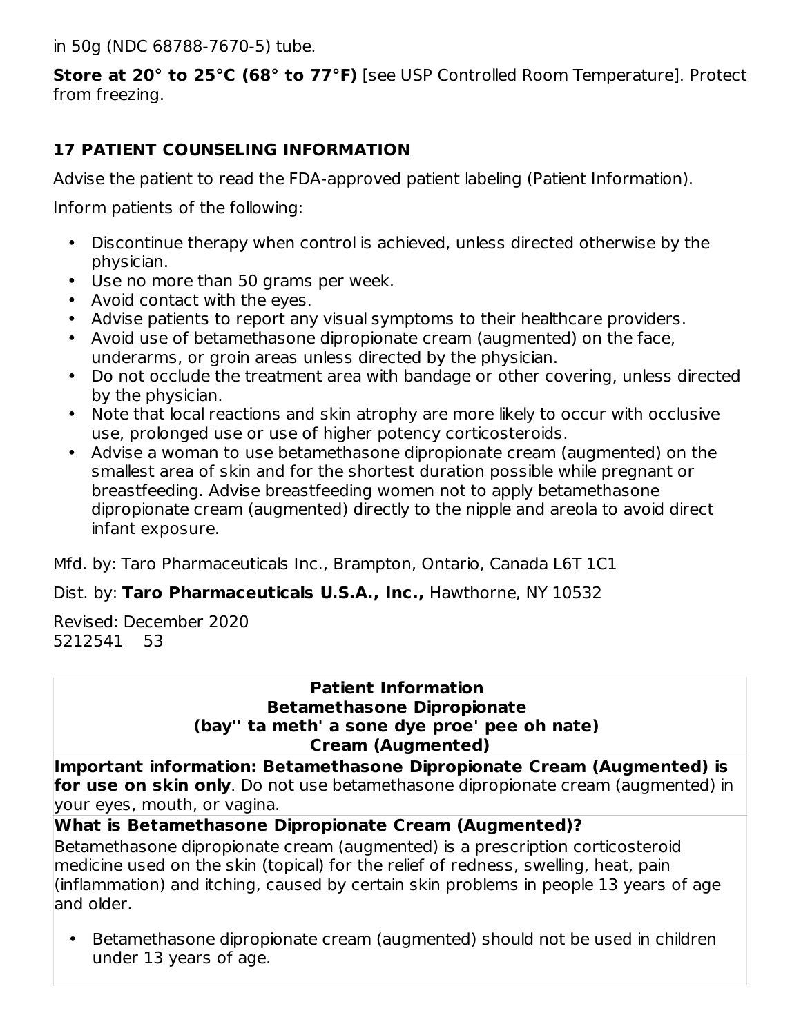in 50g (NDC 68788-7670-5) tube.

**Store at 20° to 25°C (68° to 77°F)** [see USP Controlled Room Temperature]. Protect from freezing.

## 17 PATIENT COUNSELING INFORMATION

Advise the patient to read the FDA-approved patient labeling (Patient Information).

Inform patients of the following:

- Discontinue therapy when control is achieved, unless directed otherwise by the physician.
- Use no more than 50 grams per week.
- Avoid contact with the eyes.
- Advise patients to report any visual symptoms to their healthcare providers.
- Avoid use of betamethasone dipropionate cream (augmented) on the face, underarms, or groin areas unless directed by the physician.
- Do not occlude the treatment area with bandage or other covering, unless directed by the physician.
- Note that local reactions and skin atrophy are more likely to occur with occlusive use, prolonged use or use of higher potency corticosteroids.
- Advise a woman to use betamethasone dipropionate cream (augmented) on the smallest area of skin and for the shortest duration possible while pregnant or breastfeeding. Advise breastfeeding women not to apply betamethasone dipropionate cream (augmented) directly to the nipple and areola to avoid direct infant exposure.

Mfd. by: Taro Pharmaceuticals Inc., Brampton, Ontario, Canada L6T 1C1

Dist. by: **Taro Pharmaceuticals U.S.A., Inc.,** Hawthorne, NY 10532

Revised: December 2020
5212541 53

**Patient Information**
**Betamethasone Dipropionate**
**(bay'' ta meth' a sone dye proe' pee oh nate)**
**Cream (Augmented)**

**Important information: Betamethasone Dipropionate Cream (Augmented) is for use on skin only**. Do not use betamethasone dipropionate cream (augmented) in your eyes, mouth, or vagina.

**What is Betamethasone Dipropionate Cream (Augmented)?**

Betamethasone dipropionate cream (augmented) is a prescription corticosteroid medicine used on the skin (topical) for the relief of redness, swelling, heat, pain (inflammation) and itching, caused by certain skin problems in people 13 years of age and older.

- Betamethasone dipropionate cream (augmented) should not be used in children under 13 years of age.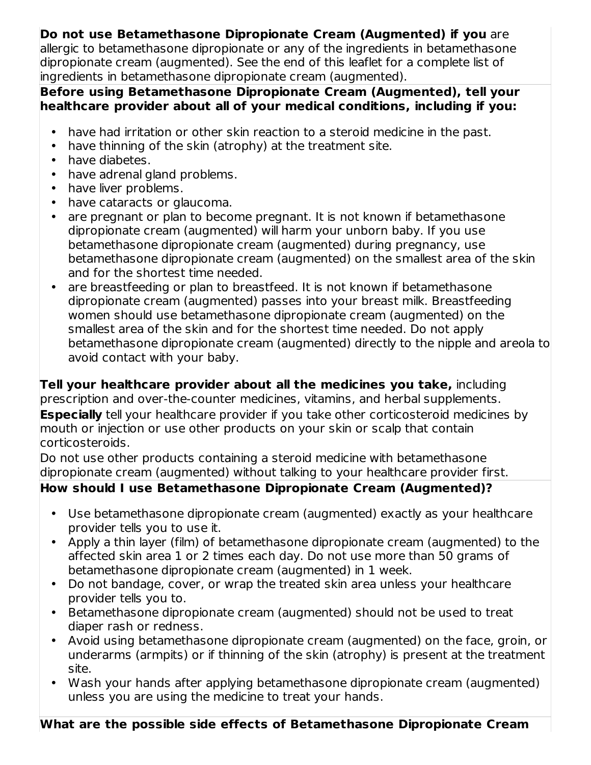**Do not use Betamethasone Dipropionate Cream (Augmented) if you** are allergic to betamethasone dipropionate or any of the ingredients in betamethasone dipropionate cream (augmented). See the end of this leaflet for a complete list of ingredients in betamethasone dipropionate cream (augmented).

**Before using Betamethasone Dipropionate Cream (Augmented), tell your healthcare provider about all of your medical conditions, including if you:**

- have had irritation or other skin reaction to a steroid medicine in the past.
- have thinning of the skin (atrophy) at the treatment site.
- have diabetes.
- have adrenal gland problems.
- have liver problems.
- have cataracts or glaucoma.
- are pregnant or plan to become pregnant. It is not known if betamethasone dipropionate cream (augmented) will harm your unborn baby. If you use betamethasone dipropionate cream (augmented) during pregnancy, use betamethasone dipropionate cream (augmented) on the smallest area of the skin and for the shortest time needed.
- are breastfeeding or plan to breastfeed. It is not known if betamethasone dipropionate cream (augmented) passes into your breast milk. Breastfeeding women should use betamethasone dipropionate cream (augmented) on the smallest area of the skin and for the shortest time needed. Do not apply betamethasone dipropionate cream (augmented) directly to the nipple and areola to avoid contact with your baby.

**Tell your healthcare provider about all the medicines you take,** including prescription and over-the-counter medicines, vitamins, and herbal supplements.

**Especially** tell your healthcare provider if you take other corticosteroid medicines by mouth or injection or use other products on your skin or scalp that contain corticosteroids.

Do not use other products containing a steroid medicine with betamethasone dipropionate cream (augmented) without talking to your healthcare provider first.

**How should I use Betamethasone Dipropionate Cream (Augmented)?**

- Use betamethasone dipropionate cream (augmented) exactly as your healthcare provider tells you to use it.
- Apply a thin layer (film) of betamethasone dipropionate cream (augmented) to the affected skin area 1 or 2 times each day. Do not use more than 50 grams of betamethasone dipropionate cream (augmented) in 1 week.
- Do not bandage, cover, or wrap the treated skin area unless your healthcare provider tells you to.
- Betamethasone dipropionate cream (augmented) should not be used to treat diaper rash or redness.
- Avoid using betamethasone dipropionate cream (augmented) on the face, groin, or underarms (armpits) or if thinning of the skin (atrophy) is present at the treatment site.
- Wash your hands after applying betamethasone dipropionate cream (augmented) unless you are using the medicine to treat your hands.

**What are the possible side effects of Betamethasone Dipropionate Cream**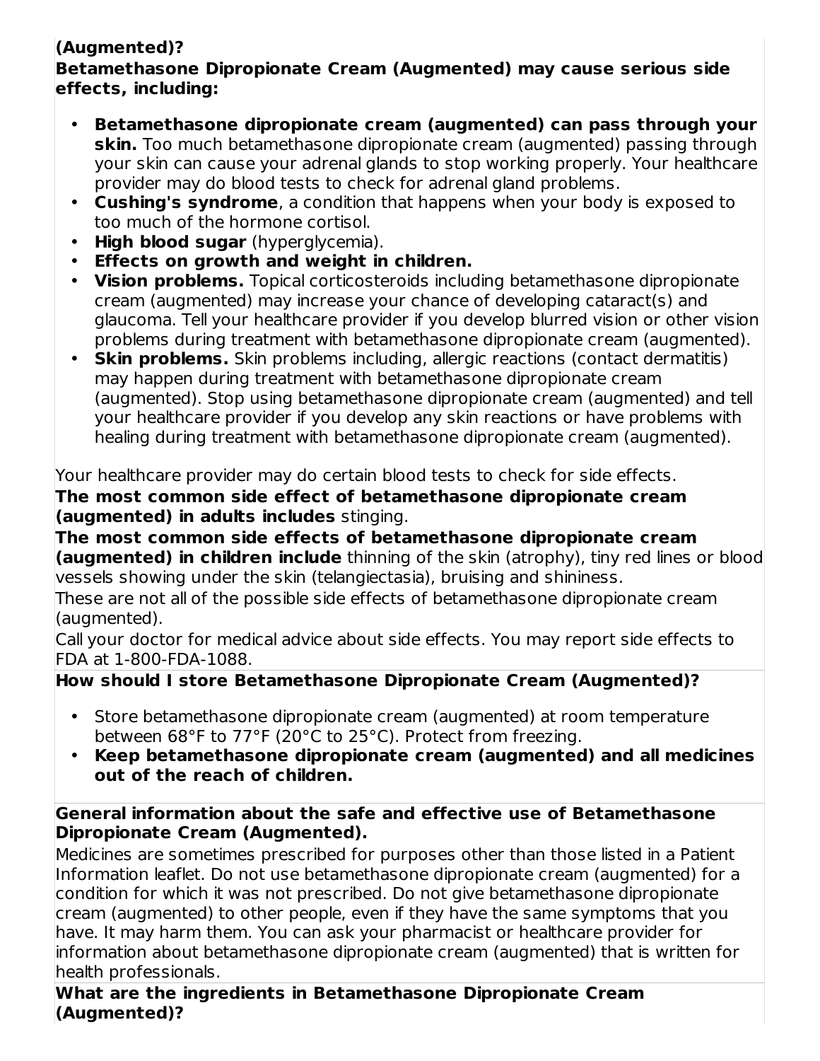**(Augmented)?**

**Betamethasone Dipropionate Cream (Augmented) may cause serious side effects, including:**

- **Betamethasone dipropionate cream (augmented) can pass through your skin.** Too much betamethasone dipropionate cream (augmented) passing through your skin can cause your adrenal glands to stop working properly. Your healthcare provider may do blood tests to check for adrenal gland problems.
- **Cushing's syndrome**, a condition that happens when your body is exposed to too much of the hormone cortisol.
- **High blood sugar** (hyperglycemia).
- **Effects on growth and weight in children.**
- **Vision problems.** Topical corticosteroids including betamethasone dipropionate cream (augmented) may increase your chance of developing cataract(s) and glaucoma. Tell your healthcare provider if you develop blurred vision or other vision problems during treatment with betamethasone dipropionate cream (augmented).
- **Skin problems.** Skin problems including, allergic reactions (contact dermatitis) may happen during treatment with betamethasone dipropionate cream (augmented). Stop using betamethasone dipropionate cream (augmented) and tell your healthcare provider if you develop any skin reactions or have problems with healing during treatment with betamethasone dipropionate cream (augmented).

Your healthcare provider may do certain blood tests to check for side effects.

**The most common side effect of betamethasone dipropionate cream (augmented) in adults includes** stinging.

**The most common side effects of betamethasone dipropionate cream (augmented) in children include** thinning of the skin (atrophy), tiny red lines or blood vessels showing under the skin (telangiectasia), bruising and shininess.

These are not all of the possible side effects of betamethasone dipropionate cream (augmented).

Call your doctor for medical advice about side effects. You may report side effects to FDA at 1-800-FDA-1088.

**How should I store Betamethasone Dipropionate Cream (Augmented)?**

- Store betamethasone dipropionate cream (augmented) at room temperature between 68°F to 77°F (20°C to 25°C). Protect from freezing.
- **Keep betamethasone dipropionate cream (augmented) and all medicines out of the reach of children.**

**General information about the safe and effective use of Betamethasone Dipropionate Cream (Augmented).**

Medicines are sometimes prescribed for purposes other than those listed in a Patient Information leaflet. Do not use betamethasone dipropionate cream (augmented) for a condition for which it was not prescribed. Do not give betamethasone dipropionate cream (augmented) to other people, even if they have the same symptoms that you have. It may harm them. You can ask your pharmacist or healthcare provider for information about betamethasone dipropionate cream (augmented) that is written for health professionals.

**What are the ingredients in Betamethasone Dipropionate Cream (Augmented)?**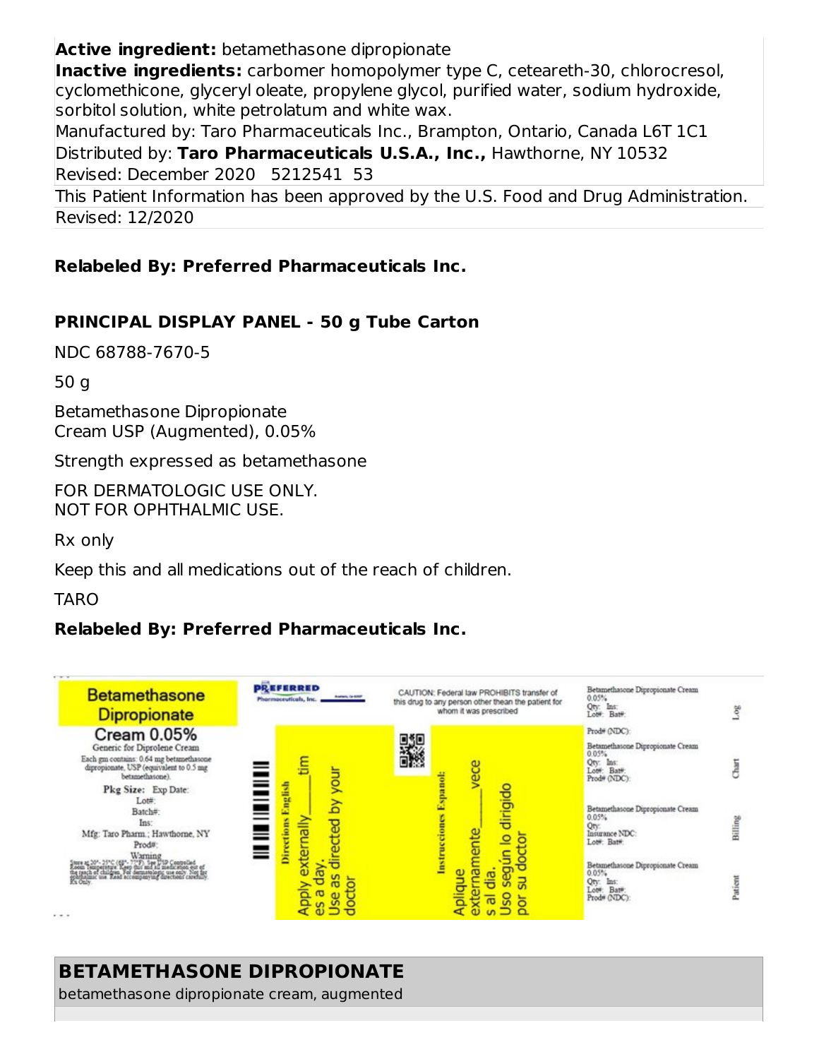**Active ingredient:** betamethasone dipropionate

**Inactive ingredients:** carbomer homopolymer type C, ceteareth-30, chlorocresol, cyclomethicone, glyceryl oleate, propylene glycol, purified water, sodium hydroxide, sorbitol solution, white petrolatum and white wax.

Manufactured by: Taro Pharmaceuticals Inc., Brampton, Ontario, Canada L6T 1C1

Distributed by: **Taro Pharmaceuticals U.S.A., Inc.,** Hawthorne, NY 10532

Revised: December 2020 5212541 53

This Patient Information has been approved by the U.S. Food and Drug Administration.

Revised: 12/2020

**Relabeled By: Preferred Pharmaceuticals Inc.**

## PRINCIPAL DISPLAY PANEL - 50 g Tube Carton

NDC 68788-7670-5

50 g

Betamethasone Dipropionate Cream USP (Augmented), 0.05%

Strength expressed as betamethasone

FOR DERMATOLOGIC USE ONLY.
NOT FOR OPHTHALMIC USE.

Rx only

Keep this and all medications out of the reach of children.

TARO

**Relabeled By: Preferred Pharmaceuticals Inc.**

Betamethasone Dipropionate
Cream 0.05%
Generic for Diprolene Cream
Each gm contains: 0.64 mg betamethasone dipropionate, USP (equivalent to 0.5 mg betamethasone).
Pkg Size: Exp Date:
Lot#:
Batch#:
Ins:
Mfg: Taro Pharm.; Hawthorne, NY
Prod#:
Warning

PREFERRED Pharmaceuticals, Inc.

CAUTION: Federal law PROHIBITS transfer of this drug to any person other thean the patient for whom it was prescribed

Directions English: Apply externally ___ times a day. Use as directed by your doctor

Instrucciones Espanol: Aplique externamente ___ veces al dia. Uso según lo dirigido por su doctor

Betamethasone Dipropionate Cream 0.05% Qty: Ins: Lot#: Bat#: Prod# (NDC): — Log

Betamethasone Dipropionate Cream 0.05% Qty: Ins: Lot#: Bat#: Prod# (NDC): — Chart

Betamethasone Dipropionate Cream 0.05% Qty: Insurance NDC: Lot#: Bat#: — Billing

Betamethasone Dipropionate Cream 0.05% Qty: Ins: Lot#: Bat#: Prod# (NDC): — Patient

## BETAMETHASONE DIPROPIONATE

betamethasone dipropionate cream, augmented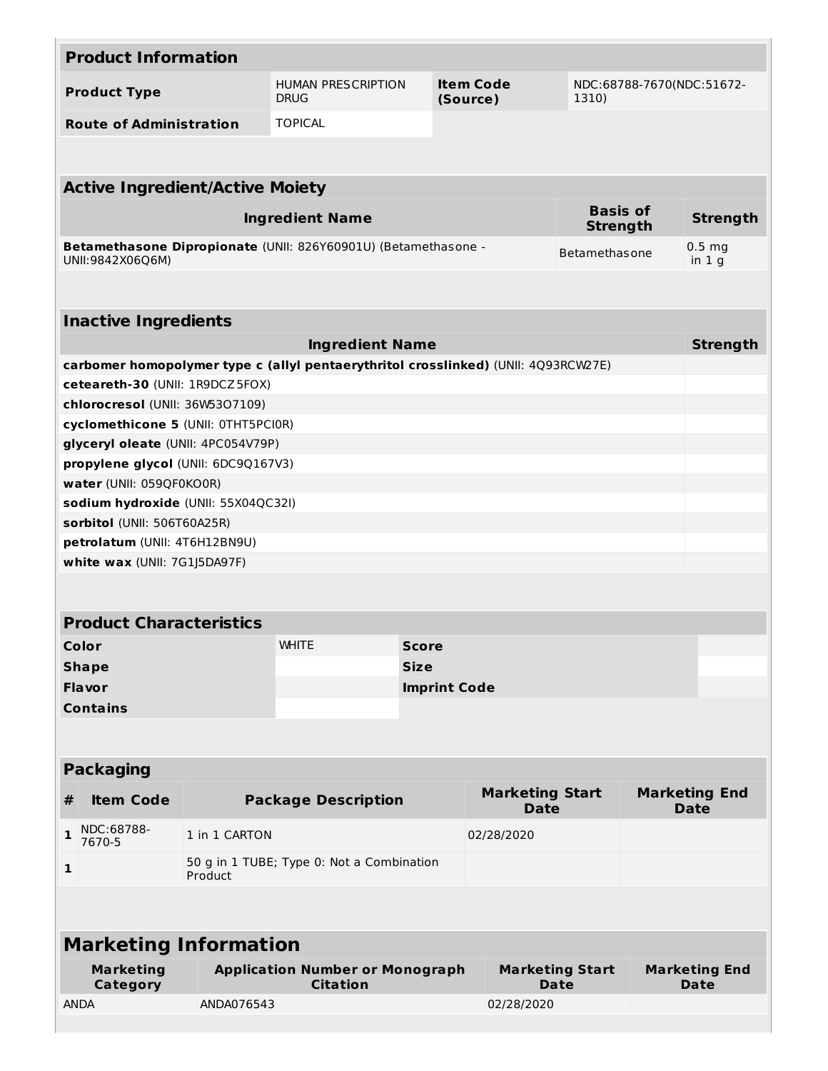## Product Information

| Product Type | HUMAN PRESCRIPTION DRUG | Item Code (Source) | NDC:68788-7670(NDC:51672-1310) |
|---|---|---|---|
| Route of Administration | TOPICAL | | |

## Active Ingredient/Active Moiety

| Ingredient Name | Basis of Strength | Strength |
|---|---|---|
| **Betamethasone Dipropionate** (UNII: 826Y60901U) (Betamethasone - UNII:9842X06Q6M) | Betamethasone | 0.5 mg in 1 g |

## Inactive Ingredients

| Ingredient Name | Strength |
|---|---|
| **carbomer homopolymer type c (allyl pentaerythritol crosslinked)** (UNII: 4Q93RCW27E) | |
| **ceteareth-30** (UNII: 1R9DCZ5FOX) | |
| **chlorocresol** (UNII: 36W53O7109) | |
| **cyclomethicone 5** (UNII: 0THT5PCI0R) | |
| **glyceryl oleate** (UNII: 4PC054V79P) | |
| **propylene glycol** (UNII: 6DC9Q167V3) | |
| **water** (UNII: 059QF0KO0R) | |
| **sodium hydroxide** (UNII: 55X04QC32I) | |
| **sorbitol** (UNII: 506T60A25R) | |
| **petrolatum** (UNII: 4T6H12BN9U) | |
| **white wax** (UNII: 7G1J5DA97F) | |

## Product Characteristics

| Color | WHITE | Score | |
|---|---|---|---|
| Shape | | Size | |
| Flavor | | Imprint Code | |
| Contains | | | |

## Packaging

| # | Item Code | Package Description | Marketing Start Date | Marketing End Date |
|---|---|---|---|---|
| 1 | NDC:68788-7670-5 | 1 in 1 CARTON | 02/28/2020 | |
| 1 | | 50 g in 1 TUBE; Type 0: Not a Combination Product | | |

## Marketing Information

| Marketing Category | Application Number or Monograph Citation | Marketing Start Date | Marketing End Date |
|---|---|---|---|
| ANDA | ANDA076543 | 02/28/2020 | |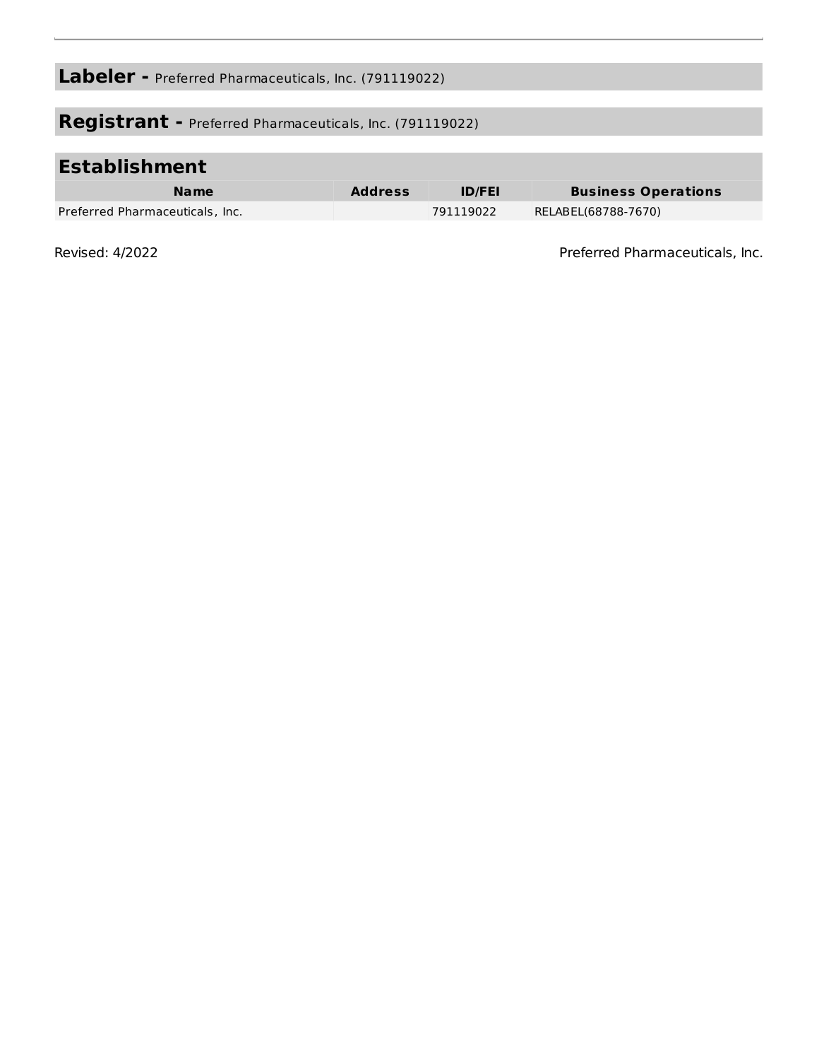**Labeler -** Preferred Pharmaceuticals, Inc. (791119022)

**Registrant -** Preferred Pharmaceuticals, Inc. (791119022)

## Establishment

| Name | Address | ID/FEI | Business Operations |
| --- | --- | --- | --- |
| Preferred Pharmaceuticals, Inc. | | 791119022 | RELABEL(68788-7670) |

Revised: 4/2022

Preferred Pharmaceuticals, Inc.